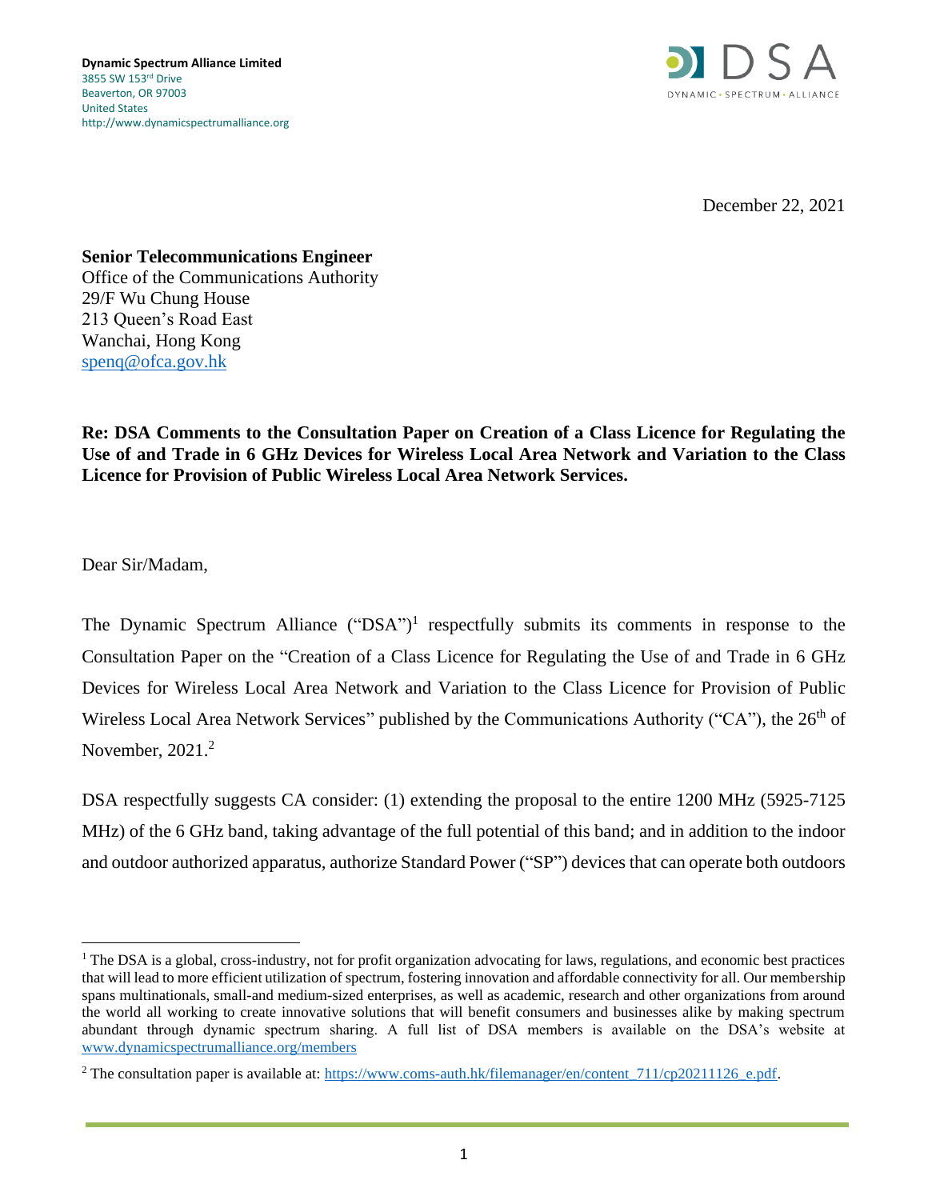**Dynamic Spectrum Alliance Limited**
3855 SW 153rd Drive
Beaverton, OR 97003
United States
http://www.dynamicspectrumalliance.org

DSA
DYNAMIC • SPECTRUM • ALLIANCE

December 22, 2021

**Senior Telecommunications Engineer**
Office of the Communications Authority
29/F Wu Chung House
213 Queen's Road East
Wanchai, Hong Kong
[spenq@ofca.gov.hk](mailto:spenq@ofca.gov.hk)

**Re: DSA Comments to the Consultation Paper on Creation of a Class Licence for Regulating the Use of and Trade in 6 GHz Devices for Wireless Local Area Network and Variation to the Class Licence for Provision of Public Wireless Local Area Network Services.**

Dear Sir/Madam,

The Dynamic Spectrum Alliance ("DSA")[1] respectfully submits its comments in response to the Consultation Paper on the "Creation of a Class Licence for Regulating the Use of and Trade in 6 GHz Devices for Wireless Local Area Network and Variation to the Class Licence for Provision of Public Wireless Local Area Network Services" published by the Communications Authority ("CA"), the 26th of November, 2021.[2]

DSA respectfully suggests CA consider: (1) extending the proposal to the entire 1200 MHz (5925-7125 MHz) of the 6 GHz band, taking advantage of the full potential of this band; and in addition to the indoor and outdoor authorized apparatus, authorize Standard Power ("SP") devices that can operate both outdoors

---

[1] The DSA is a global, cross-industry, not for profit organization advocating for laws, regulations, and economic best practices that will lead to more efficient utilization of spectrum, fostering innovation and affordable connectivity for all. Our membership spans multinationals, small-and medium-sized enterprises, as well as academic, research and other organizations from around the world all working to create innovative solutions that will benefit consumers and businesses alike by making spectrum abundant through dynamic spectrum sharing. A full list of DSA members is available on the DSA's website at [www.dynamicspectrumalliance.org/members](http://www.dynamicspectrumalliance.org/members)

[2] The consultation paper is available at: [https://www.coms-auth.hk/filemanager/en/content_711/cp20211126_e.pdf](https://www.coms-auth.hk/filemanager/en/content_711/cp20211126_e.pdf).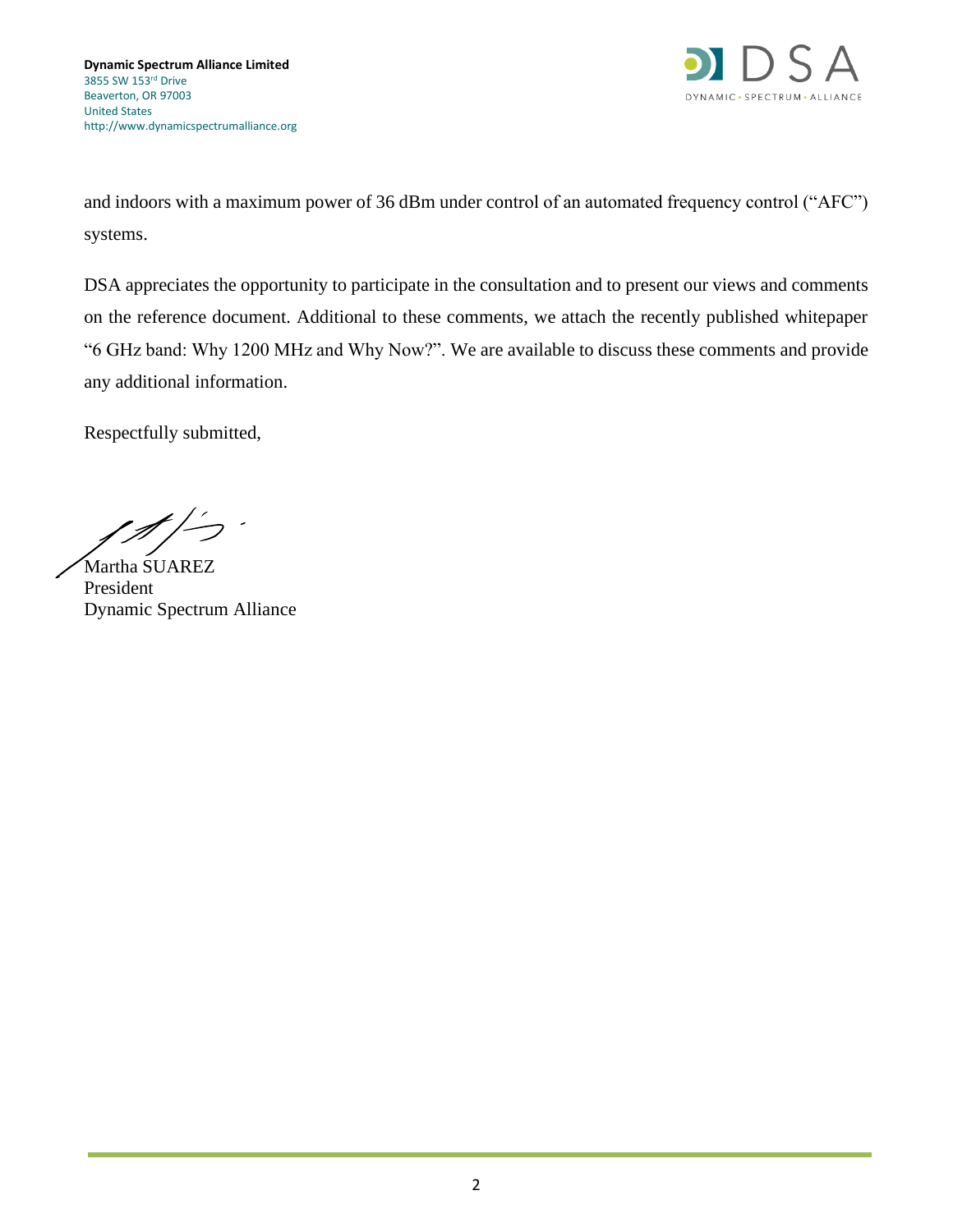and indoors with a maximum power of 36 dBm under control of an automated frequency control ("AFC") systems.

DSA appreciates the opportunity to participate in the consultation and to present our views and comments on the reference document. Additional to these comments, we attach the recently published whitepaper "6 GHz band: Why 1200 MHz and Why Now?". We are available to discuss these comments and provide any additional information.

Respectfully submitted,

Martha SUAREZ
President
Dynamic Spectrum Alliance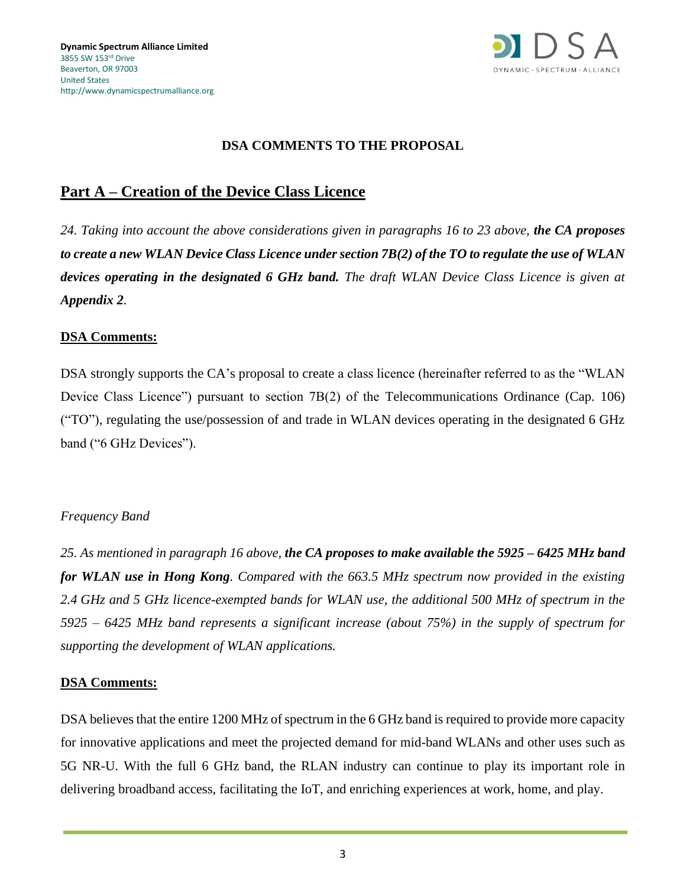Dynamic Spectrum Alliance Limited
3855 SW 153rd Drive
Beaverton, OR 97003
United States
http://www.dynamicspectrumalliance.org

## DSA COMMENTS TO THE PROPOSAL

## Part A – Creation of the Device Class Licence

*24. Taking into account the above considerations given in paragraphs 16 to 23 above,* ***the CA proposes to create a new WLAN Device Class Licence under section 7B(2) of the TO to regulate the use of WLAN devices operating in the designated 6 GHz band.*** *The draft WLAN Device Class Licence is given at* ***Appendix 2****.*

**DSA Comments:**

DSA strongly supports the CA's proposal to create a class licence (hereinafter referred to as the "WLAN Device Class Licence") pursuant to section 7B(2) of the Telecommunications Ordinance (Cap. 106) ("TO"), regulating the use/possession of and trade in WLAN devices operating in the designated 6 GHz band ("6 GHz Devices").

*Frequency Band*

*25. As mentioned in paragraph 16 above,* ***the CA proposes to make available the 5925 – 6425 MHz band for WLAN use in Hong Kong****. Compared with the 663.5 MHz spectrum now provided in the existing 2.4 GHz and 5 GHz licence-exempted bands for WLAN use, the additional 500 MHz of spectrum in the 5925 – 6425 MHz band represents a significant increase (about 75%) in the supply of spectrum for supporting the development of WLAN applications.*

**DSA Comments:**

DSA believes that the entire 1200 MHz of spectrum in the 6 GHz band is required to provide more capacity for innovative applications and meet the projected demand for mid-band WLANs and other uses such as 5G NR-U. With the full 6 GHz band, the RLAN industry can continue to play its important role in delivering broadband access, facilitating the IoT, and enriching experiences at work, home, and play.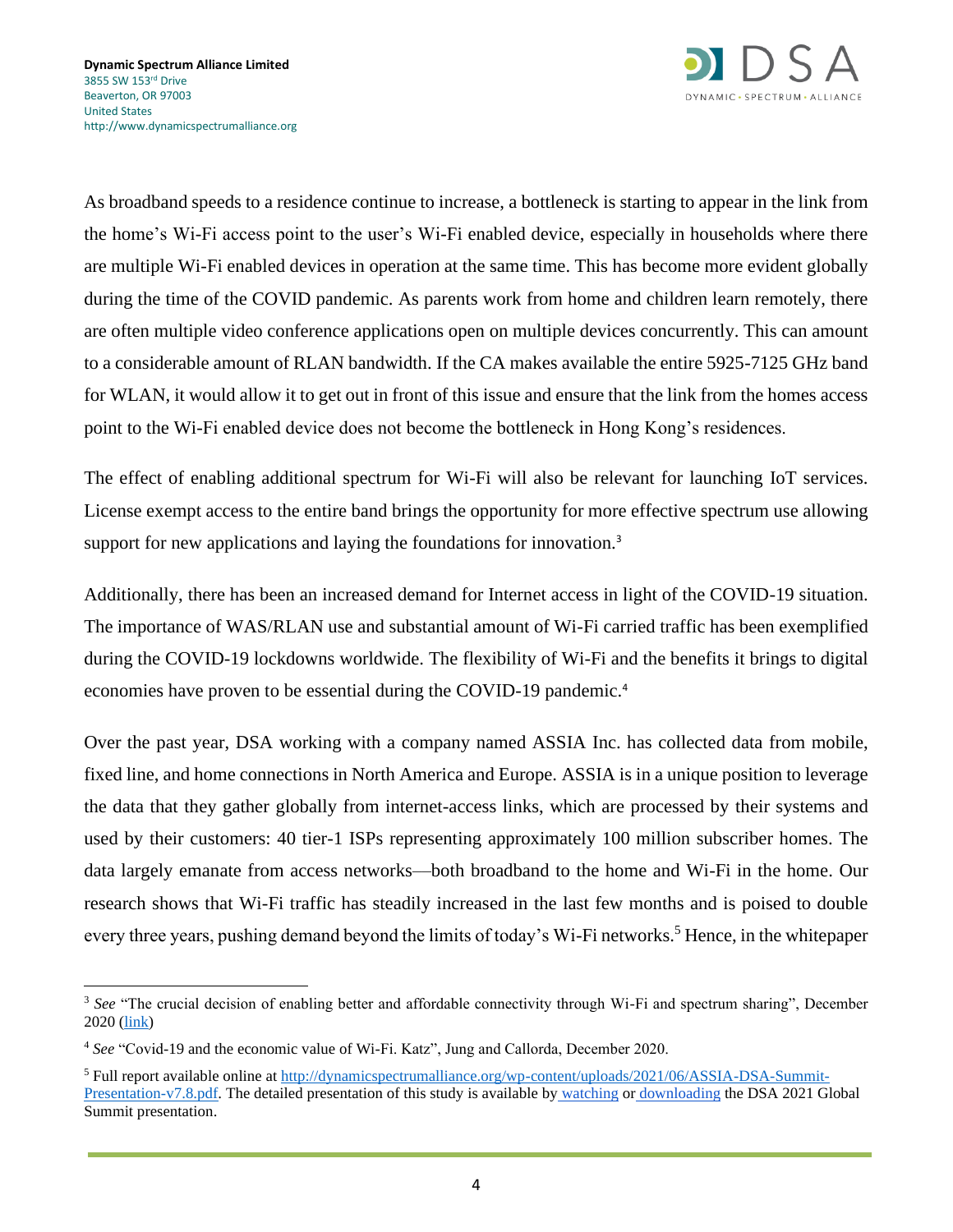As broadband speeds to a residence continue to increase, a bottleneck is starting to appear in the link from the home's Wi-Fi access point to the user's Wi-Fi enabled device, especially in households where there are multiple Wi-Fi enabled devices in operation at the same time. This has become more evident globally during the time of the COVID pandemic. As parents work from home and children learn remotely, there are often multiple video conference applications open on multiple devices concurrently. This can amount to a considerable amount of RLAN bandwidth. If the CA makes available the entire 5925-7125 GHz band for WLAN, it would allow it to get out in front of this issue and ensure that the link from the homes access point to the Wi-Fi enabled device does not become the bottleneck in Hong Kong's residences.

The effect of enabling additional spectrum for Wi-Fi will also be relevant for launching IoT services. License exempt access to the entire band brings the opportunity for more effective spectrum use allowing support for new applications and laying the foundations for innovation.[3]

Additionally, there has been an increased demand for Internet access in light of the COVID-19 situation. The importance of WAS/RLAN use and substantial amount of Wi-Fi carried traffic has been exemplified during the COVID-19 lockdowns worldwide. The flexibility of Wi-Fi and the benefits it brings to digital economies have proven to be essential during the COVID-19 pandemic.[4]

Over the past year, DSA working with a company named ASSIA Inc. has collected data from mobile, fixed line, and home connections in North America and Europe. ASSIA is in a unique position to leverage the data that they gather globally from internet-access links, which are processed by their systems and used by their customers: 40 tier-1 ISPs representing approximately 100 million subscriber homes. The data largely emanate from access networks—both broadband to the home and Wi-Fi in the home. Our research shows that Wi-Fi traffic has steadily increased in the last few months and is poised to double every three years, pushing demand beyond the limits of today's Wi-Fi networks.[5] Hence, in the whitepaper

---

[3] *See* "The crucial decision of enabling better and affordable connectivity through Wi-Fi and spectrum sharing", December 2020 (link)

[4] *See* "Covid-19 and the economic value of Wi-Fi. Katz", Jung and Callorda, December 2020.

[5] Full report available online at http://dynamicspectrumalliance.org/wp-content/uploads/2021/06/ASSIA-DSA-Summit-Presentation-v7.8.pdf. The detailed presentation of this study is available by watching or downloading the DSA 2021 Global Summit presentation.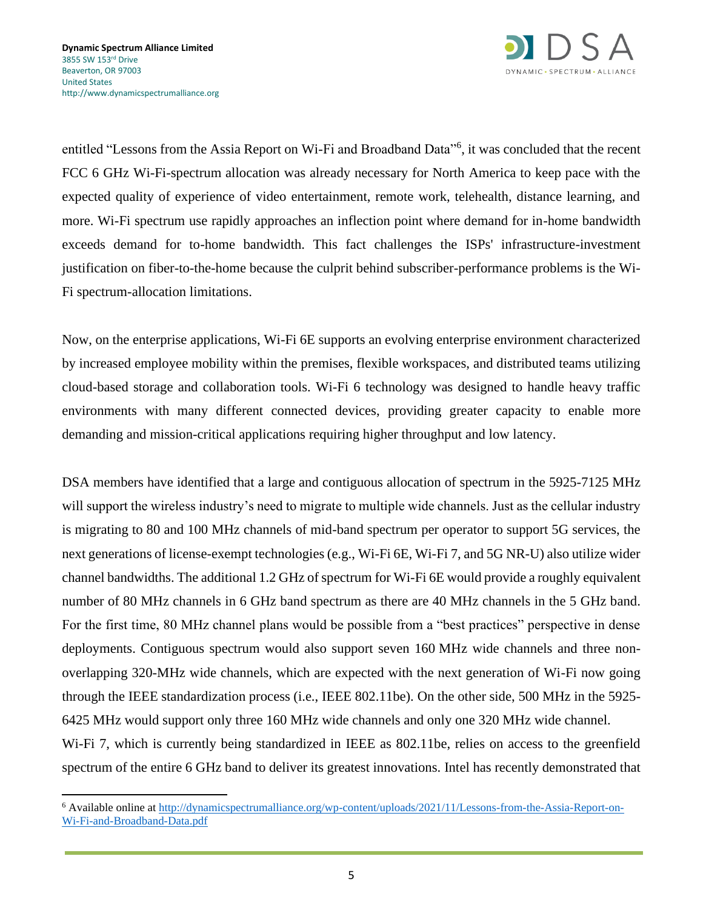entitled "Lessons from the Assia Report on Wi-Fi and Broadband Data"[6], it was concluded that the recent FCC 6 GHz Wi-Fi-spectrum allocation was already necessary for North America to keep pace with the expected quality of experience of video entertainment, remote work, telehealth, distance learning, and more. Wi-Fi spectrum use rapidly approaches an inflection point where demand for in-home bandwidth exceeds demand for to-home bandwidth. This fact challenges the ISPs' infrastructure-investment justification on fiber-to-the-home because the culprit behind subscriber-performance problems is the Wi-Fi spectrum-allocation limitations.

Now, on the enterprise applications, Wi-Fi 6E supports an evolving enterprise environment characterized by increased employee mobility within the premises, flexible workspaces, and distributed teams utilizing cloud-based storage and collaboration tools. Wi-Fi 6 technology was designed to handle heavy traffic environments with many different connected devices, providing greater capacity to enable more demanding and mission-critical applications requiring higher throughput and low latency.

DSA members have identified that a large and contiguous allocation of spectrum in the 5925-7125 MHz will support the wireless industry's need to migrate to multiple wide channels. Just as the cellular industry is migrating to 80 and 100 MHz channels of mid-band spectrum per operator to support 5G services, the next generations of license-exempt technologies (e.g., Wi-Fi 6E, Wi-Fi 7, and 5G NR-U) also utilize wider channel bandwidths. The additional 1.2 GHz of spectrum for Wi-Fi 6E would provide a roughly equivalent number of 80 MHz channels in 6 GHz band spectrum as there are 40 MHz channels in the 5 GHz band. For the first time, 80 MHz channel plans would be possible from a "best practices" perspective in dense deployments. Contiguous spectrum would also support seven 160 MHz wide channels and three non-overlapping 320-MHz wide channels, which are expected with the next generation of Wi-Fi now going through the IEEE standardization process (i.e., IEEE 802.11be). On the other side, 500 MHz in the 5925-6425 MHz would support only three 160 MHz wide channels and only one 320 MHz wide channel.
Wi-Fi 7, which is currently being standardized in IEEE as 802.11be, relies on access to the greenfield spectrum of the entire 6 GHz band to deliver its greatest innovations. Intel has recently demonstrated that

[6] Available online at http://dynamicspectrumalliance.org/wp-content/uploads/2021/11/Lessons-from-the-Assia-Report-on-Wi-Fi-and-Broadband-Data.pdf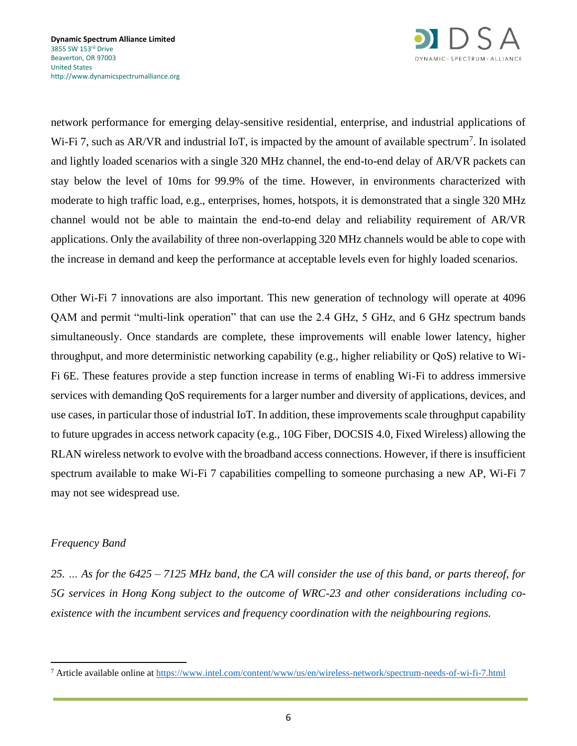network performance for emerging delay-sensitive residential, enterprise, and industrial applications of Wi-Fi 7, such as AR/VR and industrial IoT, is impacted by the amount of available spectrum[7]. In isolated and lightly loaded scenarios with a single 320 MHz channel, the end-to-end delay of AR/VR packets can stay below the level of 10ms for 99.9% of the time. However, in environments characterized with moderate to high traffic load, e.g., enterprises, homes, hotspots, it is demonstrated that a single 320 MHz channel would not be able to maintain the end-to-end delay and reliability requirement of AR/VR applications. Only the availability of three non-overlapping 320 MHz channels would be able to cope with the increase in demand and keep the performance at acceptable levels even for highly loaded scenarios.

Other Wi-Fi 7 innovations are also important. This new generation of technology will operate at 4096 QAM and permit "multi-link operation" that can use the 2.4 GHz, 5 GHz, and 6 GHz spectrum bands simultaneously. Once standards are complete, these improvements will enable lower latency, higher throughput, and more deterministic networking capability (e.g., higher reliability or QoS) relative to Wi-Fi 6E. These features provide a step function increase in terms of enabling Wi-Fi to address immersive services with demanding QoS requirements for a larger number and diversity of applications, devices, and use cases, in particular those of industrial IoT. In addition, these improvements scale throughput capability to future upgrades in access network capacity (e.g., 10G Fiber, DOCSIS 4.0, Fixed Wireless) allowing the RLAN wireless network to evolve with the broadband access connections. However, if there is insufficient spectrum available to make Wi-Fi 7 capabilities compelling to someone purchasing a new AP, Wi-Fi 7 may not see widespread use.

*Frequency Band*

*25. … As for the 6425 – 7125 MHz band, the CA will consider the use of this band, or parts thereof, for 5G services in Hong Kong subject to the outcome of WRC-23 and other considerations including co-existence with the incumbent services and frequency coordination with the neighbouring regions.*

---

[7] Article available online at https://www.intel.com/content/www/us/en/wireless-network/spectrum-needs-of-wi-fi-7.html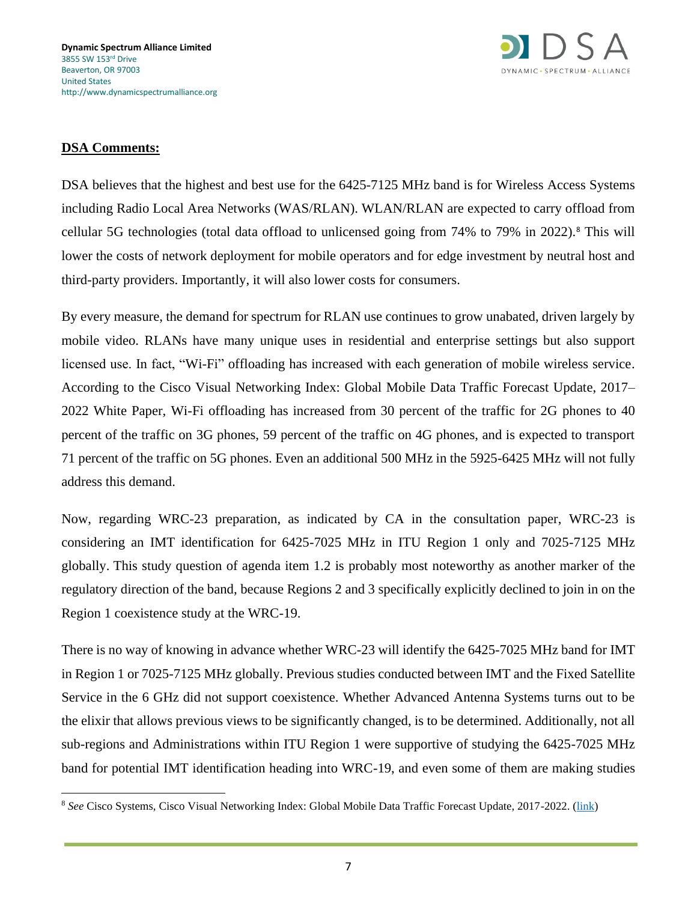**DSA Comments:**

DSA believes that the highest and best use for the 6425-7125 MHz band is for Wireless Access Systems including Radio Local Area Networks (WAS/RLAN). WLAN/RLAN are expected to carry offload from cellular 5G technologies (total data offload to unlicensed going from 74% to 79% in 2022).[8] This will lower the costs of network deployment for mobile operators and for edge investment by neutral host and third-party providers. Importantly, it will also lower costs for consumers.

By every measure, the demand for spectrum for RLAN use continues to grow unabated, driven largely by mobile video. RLANs have many unique uses in residential and enterprise settings but also support licensed use. In fact, "Wi-Fi" offloading has increased with each generation of mobile wireless service. According to the Cisco Visual Networking Index: Global Mobile Data Traffic Forecast Update, 2017–2022 White Paper, Wi-Fi offloading has increased from 30 percent of the traffic for 2G phones to 40 percent of the traffic on 3G phones, 59 percent of the traffic on 4G phones, and is expected to transport 71 percent of the traffic on 5G phones. Even an additional 500 MHz in the 5925-6425 MHz will not fully address this demand.

Now, regarding WRC-23 preparation, as indicated by CA in the consultation paper, WRC-23 is considering an IMT identification for 6425-7025 MHz in ITU Region 1 only and 7025-7125 MHz globally. This study question of agenda item 1.2 is probably most noteworthy as another marker of the regulatory direction of the band, because Regions 2 and 3 specifically explicitly declined to join in on the Region 1 coexistence study at the WRC-19.

There is no way of knowing in advance whether WRC-23 will identify the 6425-7025 MHz band for IMT in Region 1 or 7025-7125 MHz globally. Previous studies conducted between IMT and the Fixed Satellite Service in the 6 GHz did not support coexistence. Whether Advanced Antenna Systems turns out to be the elixir that allows previous views to be significantly changed, is to be determined. Additionally, not all sub-regions and Administrations within ITU Region 1 were supportive of studying the 6425-7025 MHz band for potential IMT identification heading into WRC-19, and even some of them are making studies

---

[8] *See* Cisco Systems, Cisco Visual Networking Index: Global Mobile Data Traffic Forecast Update, 2017-2022. (link)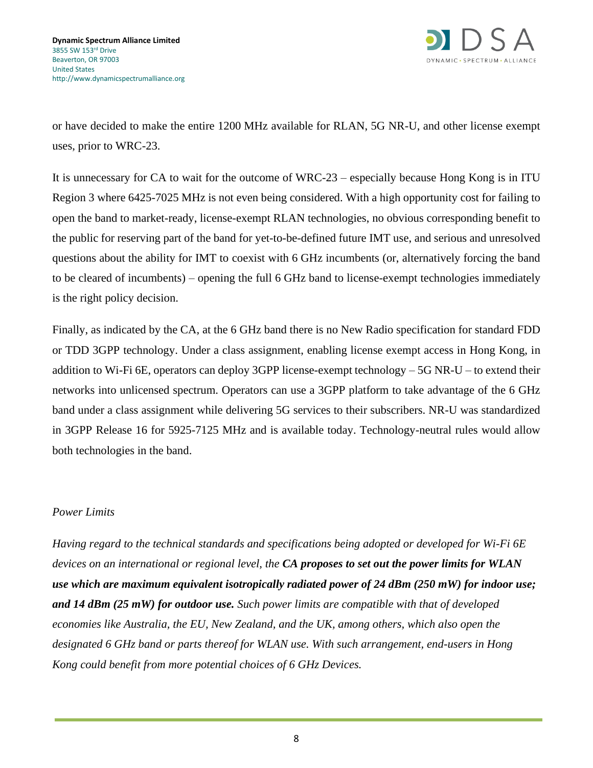or have decided to make the entire 1200 MHz available for RLAN, 5G NR-U, and other license exempt uses, prior to WRC-23.

It is unnecessary for CA to wait for the outcome of WRC-23 – especially because Hong Kong is in ITU Region 3 where 6425-7025 MHz is not even being considered. With a high opportunity cost for failing to open the band to market-ready, license-exempt RLAN technologies, no obvious corresponding benefit to the public for reserving part of the band for yet-to-be-defined future IMT use, and serious and unresolved questions about the ability for IMT to coexist with 6 GHz incumbents (or, alternatively forcing the band to be cleared of incumbents) – opening the full 6 GHz band to license-exempt technologies immediately is the right policy decision.

Finally, as indicated by the CA, at the 6 GHz band there is no New Radio specification for standard FDD or TDD 3GPP technology. Under a class assignment, enabling license exempt access in Hong Kong, in addition to Wi-Fi 6E, operators can deploy 3GPP license-exempt technology – 5G NR-U – to extend their networks into unlicensed spectrum. Operators can use a 3GPP platform to take advantage of the 6 GHz band under a class assignment while delivering 5G services to their subscribers. NR-U was standardized in 3GPP Release 16 for 5925-7125 MHz and is available today. Technology-neutral rules would allow both technologies in the band.

*Power Limits*

*Having regard to the technical standards and specifications being adopted or developed for Wi-Fi 6E devices on an international or regional level, the* ***CA proposes to set out the power limits for WLAN use which are maximum equivalent isotropically radiated power of 24 dBm (250 mW) for indoor use; and 14 dBm (25 mW) for outdoor use.*** *Such power limits are compatible with that of developed economies like Australia, the EU, New Zealand, and the UK, among others, which also open the designated 6 GHz band or parts thereof for WLAN use. With such arrangement, end-users in Hong Kong could benefit from more potential choices of 6 GHz Devices.*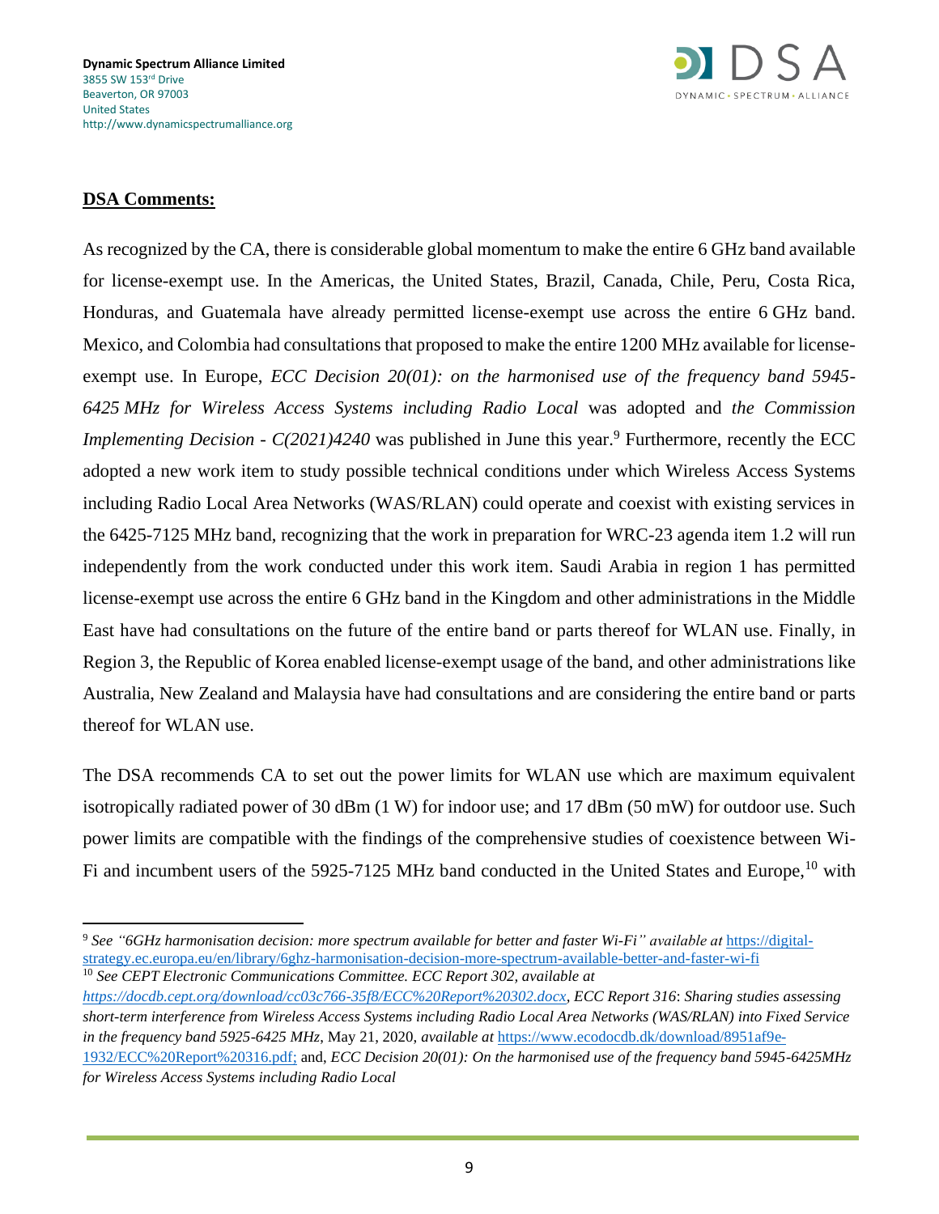**DSA Comments:**

As recognized by the CA, there is considerable global momentum to make the entire 6 GHz band available for license-exempt use. In the Americas, the United States, Brazil, Canada, Chile, Peru, Costa Rica, Honduras, and Guatemala have already permitted license-exempt use across the entire 6 GHz band. Mexico, and Colombia had consultations that proposed to make the entire 1200 MHz available for license-exempt use. In Europe, *ECC Decision 20(01): on the harmonised use of the frequency band 5945-6425 MHz for Wireless Access Systems including Radio Local* was adopted and *the Commission Implementing Decision - C(2021)4240* was published in June this year.[9] Furthermore, recently the ECC adopted a new work item to study possible technical conditions under which Wireless Access Systems including Radio Local Area Networks (WAS/RLAN) could operate and coexist with existing services in the 6425-7125 MHz band, recognizing that the work in preparation for WRC-23 agenda item 1.2 will run independently from the work conducted under this work item. Saudi Arabia in region 1 has permitted license-exempt use across the entire 6 GHz band in the Kingdom and other administrations in the Middle East have had consultations on the future of the entire band or parts thereof for WLAN use. Finally, in Region 3, the Republic of Korea enabled license-exempt usage of the band, and other administrations like Australia, New Zealand and Malaysia have had consultations and are considering the entire band or parts thereof for WLAN use.

The DSA recommends CA to set out the power limits for WLAN use which are maximum equivalent isotropically radiated power of 30 dBm (1 W) for indoor use; and 17 dBm (50 mW) for outdoor use. Such power limits are compatible with the findings of the comprehensive studies of coexistence between Wi-Fi and incumbent users of the 5925-7125 MHz band conducted in the United States and Europe,[10] with

---

[9] *See "6GHz harmonisation decision: more spectrum available for better and faster Wi-Fi" available at* https://digital-strategy.ec.europa.eu/en/library/6ghz-harmonisation-decision-more-spectrum-available-better-and-faster-wi-fi

[10] *See CEPT Electronic Communications Committee. ECC Report 302, available at https://docdb.cept.org/download/cc03c766-35f8/ECC%20Report%20302.docx*, *ECC Report 316*: *Sharing studies assessing short-term interference from Wireless Access Systems including Radio Local Area Networks (WAS/RLAN) into Fixed Service in the frequency band 5925-6425 MHz*, May 21, 2020, *available at* https://www.ecodocdb.dk/download/8951af9e-1932/ECC%20Report%20316.pdf; and, *ECC Decision 20(01): On the harmonised use of the frequency band 5945-6425MHz for Wireless Access Systems including Radio Local*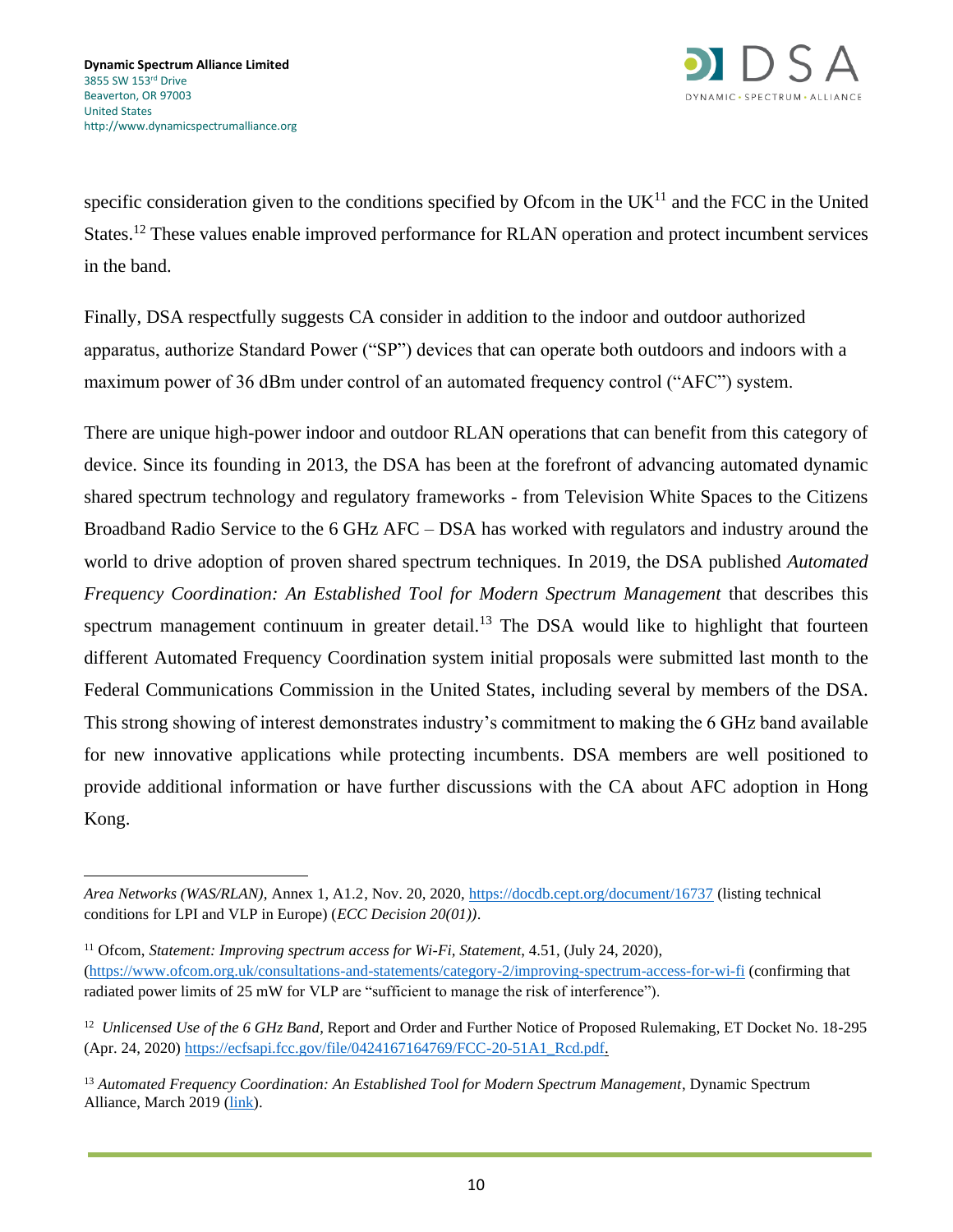specific consideration given to the conditions specified by Ofcom in the UK[11] and the FCC in the United States.[12] These values enable improved performance for RLAN operation and protect incumbent services in the band.

Finally, DSA respectfully suggests CA consider in addition to the indoor and outdoor authorized apparatus, authorize Standard Power ("SP") devices that can operate both outdoors and indoors with a maximum power of 36 dBm under control of an automated frequency control ("AFC") system.

There are unique high-power indoor and outdoor RLAN operations that can benefit from this category of device. Since its founding in 2013, the DSA has been at the forefront of advancing automated dynamic shared spectrum technology and regulatory frameworks - from Television White Spaces to the Citizens Broadband Radio Service to the 6 GHz AFC – DSA has worked with regulators and industry around the world to drive adoption of proven shared spectrum techniques. In 2019, the DSA published *Automated Frequency Coordination: An Established Tool for Modern Spectrum Management* that describes this spectrum management continuum in greater detail.[13] The DSA would like to highlight that fourteen different Automated Frequency Coordination system initial proposals were submitted last month to the Federal Communications Commission in the United States, including several by members of the DSA. This strong showing of interest demonstrates industry's commitment to making the 6 GHz band available for new innovative applications while protecting incumbents. DSA members are well positioned to provide additional information or have further discussions with the CA about AFC adoption in Hong Kong.

---

*Area Networks (WAS/RLAN)*, Annex 1, A1.2, Nov. 20, 2020, https://docdb.cept.org/document/16737 (listing technical conditions for LPI and VLP in Europe) (*ECC Decision 20(01))*.

[11] Ofcom, *Statement: Improving spectrum access for Wi-Fi, Statement*, 4.51, (July 24, 2020), (https://www.ofcom.org.uk/consultations-and-statements/category-2/improving-spectrum-access-for-wi-fi (confirming that radiated power limits of 25 mW for VLP are "sufficient to manage the risk of interference").

[12] *Unlicensed Use of the 6 GHz Band*, Report and Order and Further Notice of Proposed Rulemaking, ET Docket No. 18-295 (Apr. 24, 2020) https://ecfsapi.fcc.gov/file/0424167164769/FCC-20-51A1_Rcd.pdf.

[13] *Automated Frequency Coordination: An Established Tool for Modern Spectrum Management*, Dynamic Spectrum Alliance, March 2019 (link).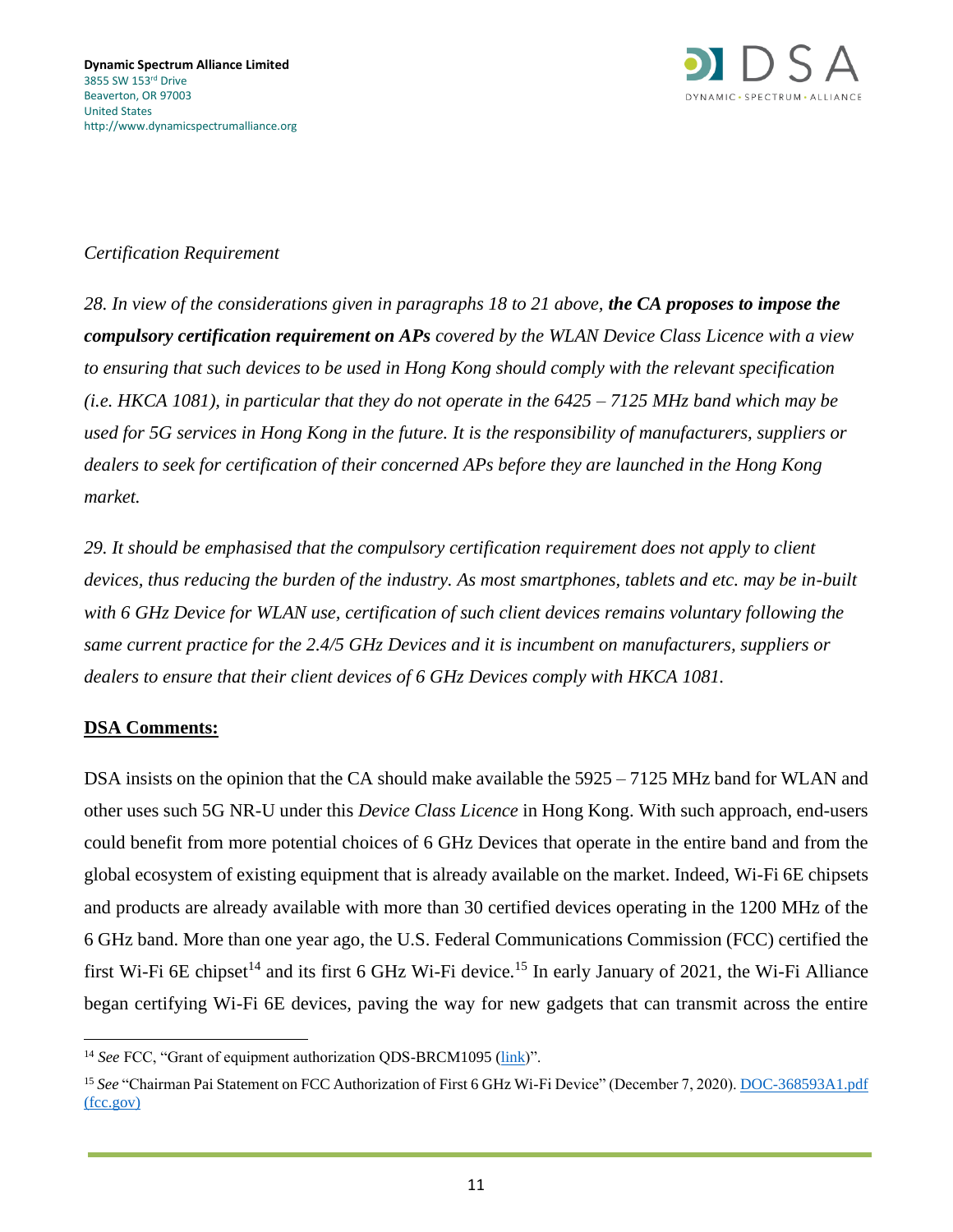*Certification Requirement*

*28. In view of the considerations given in paragraphs 18 to 21 above, **the CA proposes to impose the compulsory certification requirement on APs** covered by the WLAN Device Class Licence with a view to ensuring that such devices to be used in Hong Kong should comply with the relevant specification (i.e. HKCA 1081), in particular that they do not operate in the 6425 – 7125 MHz band which may be used for 5G services in Hong Kong in the future. It is the responsibility of manufacturers, suppliers or dealers to seek for certification of their concerned APs before they are launched in the Hong Kong market.*

*29. It should be emphasised that the compulsory certification requirement does not apply to client devices, thus reducing the burden of the industry. As most smartphones, tablets and etc. may be in-built with 6 GHz Device for WLAN use, certification of such client devices remains voluntary following the same current practice for the 2.4/5 GHz Devices and it is incumbent on manufacturers, suppliers or dealers to ensure that their client devices of 6 GHz Devices comply with HKCA 1081.*

**<u>DSA Comments:</u>**

DSA insists on the opinion that the CA should make available the 5925 – 7125 MHz band for WLAN and other uses such 5G NR-U under this *Device Class Licence* in Hong Kong. With such approach, end-users could benefit from more potential choices of 6 GHz Devices that operate in the entire band and from the global ecosystem of existing equipment that is already available on the market. Indeed, Wi-Fi 6E chipsets and products are already available with more than 30 certified devices operating in the 1200 MHz of the 6 GHz band. More than one year ago, the U.S. Federal Communications Commission (FCC) certified the first Wi-Fi 6E chipset[14] and its first 6 GHz Wi-Fi device.[15] In early January of 2021, the Wi-Fi Alliance began certifying Wi-Fi 6E devices, paving the way for new gadgets that can transmit across the entire

[14] *See* FCC, "Grant of equipment authorization QDS-BRCM1095 (link)".

[15] *See* "Chairman Pai Statement on FCC Authorization of First 6 GHz Wi-Fi Device" (December 7, 2020). DOC-368593A1.pdf (fcc.gov)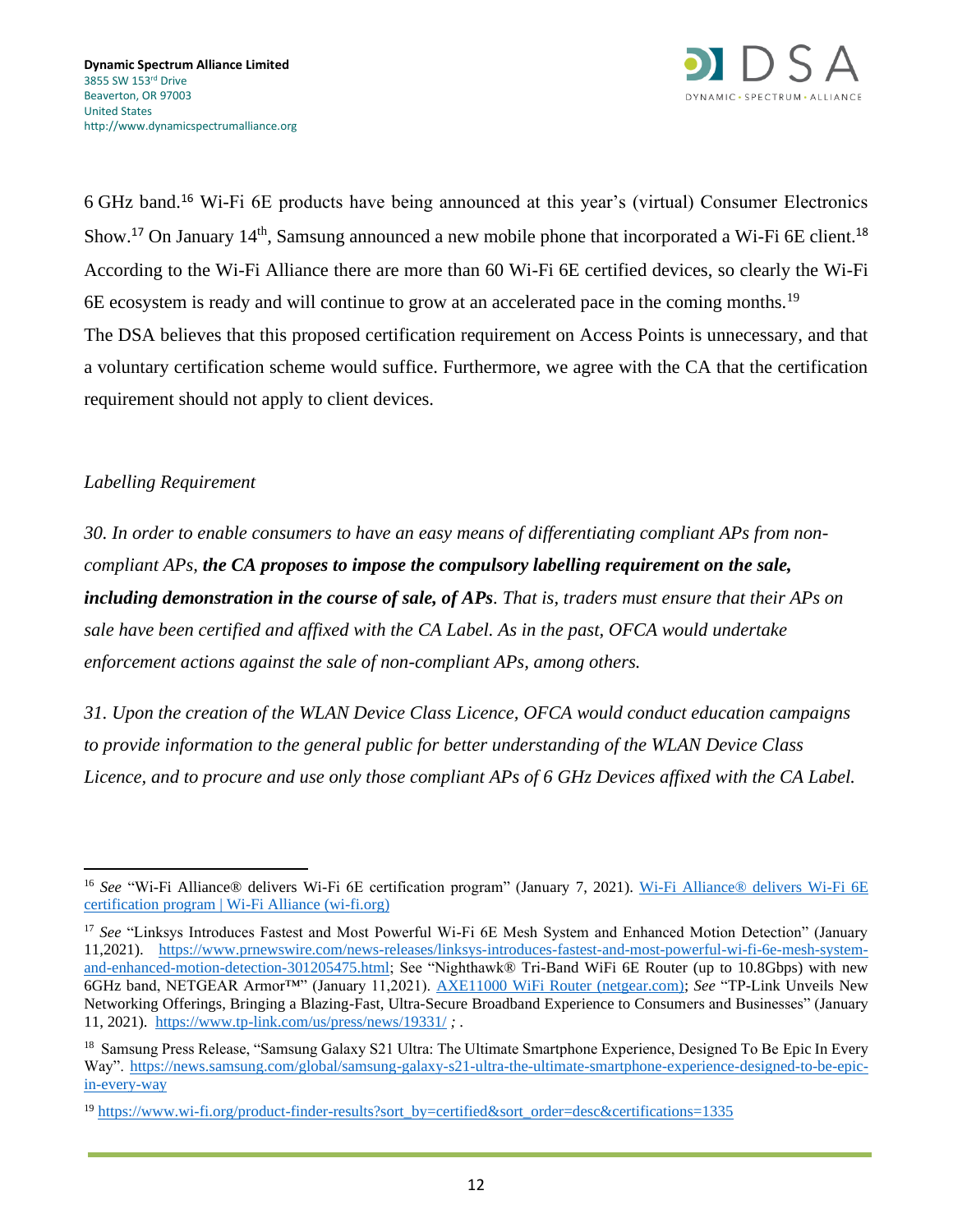6 GHz band.[16] Wi-Fi 6E products have being announced at this year's (virtual) Consumer Electronics Show.[17] On January 14th, Samsung announced a new mobile phone that incorporated a Wi-Fi 6E client.[18] According to the Wi-Fi Alliance there are more than 60 Wi-Fi 6E certified devices, so clearly the Wi-Fi 6E ecosystem is ready and will continue to grow at an accelerated pace in the coming months.[19]

The DSA believes that this proposed certification requirement on Access Points is unnecessary, and that a voluntary certification scheme would suffice. Furthermore, we agree with the CA that the certification requirement should not apply to client devices.

*Labelling Requirement*

*30. In order to enable consumers to have an easy means of differentiating compliant APs from non-compliant APs,* ***the CA proposes to impose the compulsory labelling requirement on the sale, including demonstration in the course of sale, of APs****. That is, traders must ensure that their APs on sale have been certified and affixed with the CA Label. As in the past, OFCA would undertake enforcement actions against the sale of non-compliant APs, among others.*

*31. Upon the creation of the WLAN Device Class Licence, OFCA would conduct education campaigns to provide information to the general public for better understanding of the WLAN Device Class Licence, and to procure and use only those compliant APs of 6 GHz Devices affixed with the CA Label.*

---

[16] *See* "Wi-Fi Alliance® delivers Wi-Fi 6E certification program" (January 7, 2021). [Wi-Fi Alliance® delivers Wi-Fi 6E certification program | Wi-Fi Alliance (wi-fi.org)](Wi-Fi Alliance® delivers Wi-Fi 6E certification program | Wi-Fi Alliance (wi-fi.org))

[17] *See* "Linksys Introduces Fastest and Most Powerful Wi-Fi 6E Mesh System and Enhanced Motion Detection" (January 11,2021). https://www.prnewswire.com/news-releases/linksys-introduces-fastest-and-most-powerful-wi-fi-6e-mesh-system-and-enhanced-motion-detection-301205475.html; See "Nighthawk® Tri-Band WiFi 6E Router (up to 10.8Gbps) with new 6GHz band, NETGEAR Armor™" (January 11,2021). AXE11000 WiFi Router (netgear.com); *See* "TP-Link Unveils New Networking Offerings, Bringing a Blazing-Fast, Ultra-Secure Broadband Experience to Consumers and Businesses" (January 11, 2021). https://www.tp-link.com/us/press/news/19331/ *;* .

[18] Samsung Press Release, "Samsung Galaxy S21 Ultra: The Ultimate Smartphone Experience, Designed To Be Epic In Every Way". https://news.samsung.com/global/samsung-galaxy-s21-ultra-the-ultimate-smartphone-experience-designed-to-be-epic-in-every-way

[19] https://www.wi-fi.org/product-finder-results?sort_by=certified&sort_order=desc&certifications=1335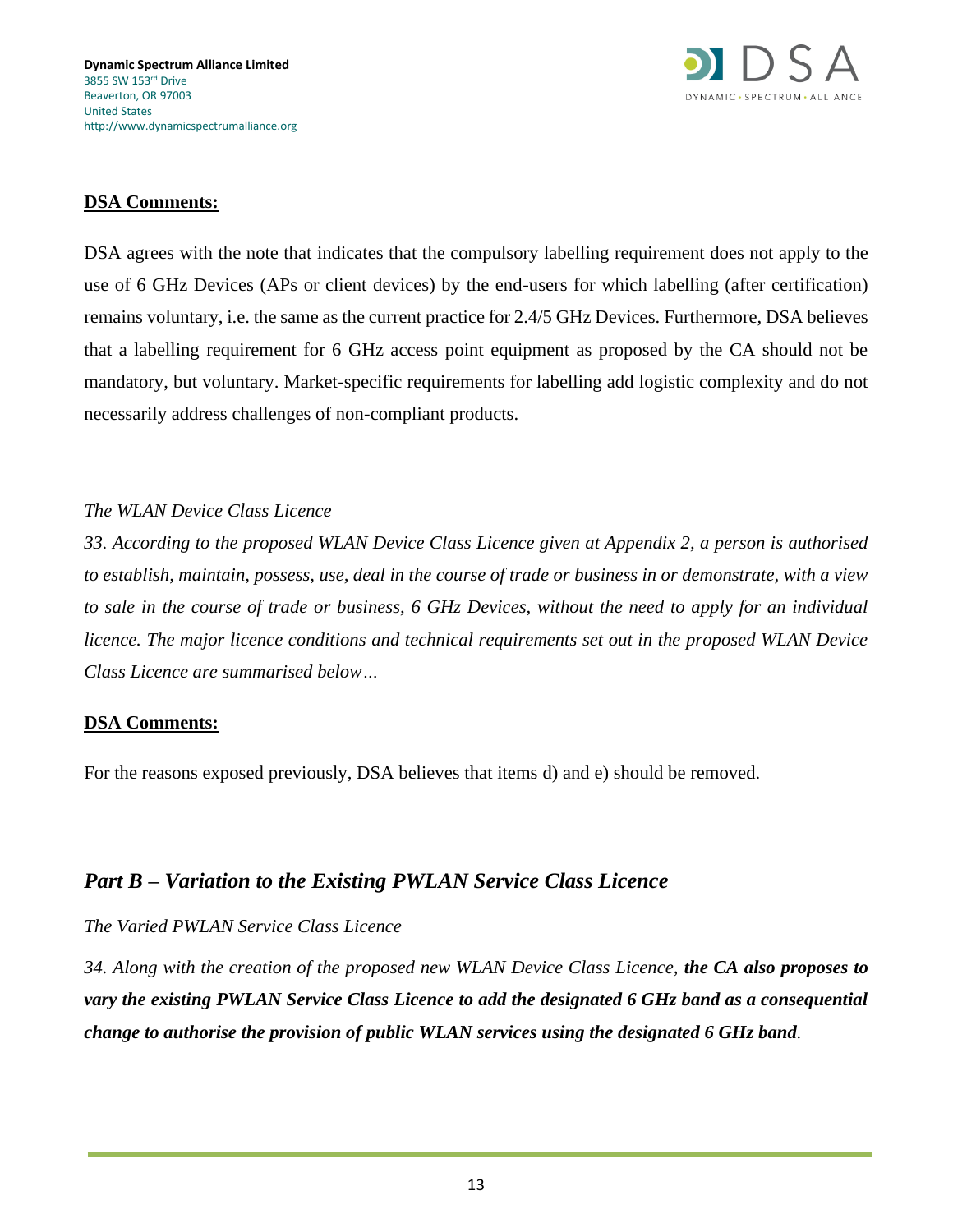**DSA Comments:**

DSA agrees with the note that indicates that the compulsory labelling requirement does not apply to the use of 6 GHz Devices (APs or client devices) by the end-users for which labelling (after certification) remains voluntary, i.e. the same as the current practice for 2.4/5 GHz Devices. Furthermore, DSA believes that a labelling requirement for 6 GHz access point equipment as proposed by the CA should not be mandatory, but voluntary. Market-specific requirements for labelling add logistic complexity and do not necessarily address challenges of non-compliant products.

*The WLAN Device Class Licence*

*33. According to the proposed WLAN Device Class Licence given at Appendix 2, a person is authorised to establish, maintain, possess, use, deal in the course of trade or business in or demonstrate, with a view to sale in the course of trade or business, 6 GHz Devices, without the need to apply for an individual licence. The major licence conditions and technical requirements set out in the proposed WLAN Device Class Licence are summarised below…*

**DSA Comments:**

For the reasons exposed previously, DSA believes that items d) and e) should be removed.

## *Part B – Variation to the Existing PWLAN Service Class Licence*

*The Varied PWLAN Service Class Licence*

*34. Along with the creation of the proposed new WLAN Device Class Licence, **the CA also proposes to vary the existing PWLAN Service Class Licence to add the designated 6 GHz band as a consequential change to authorise the provision of public WLAN services using the designated 6 GHz band**.*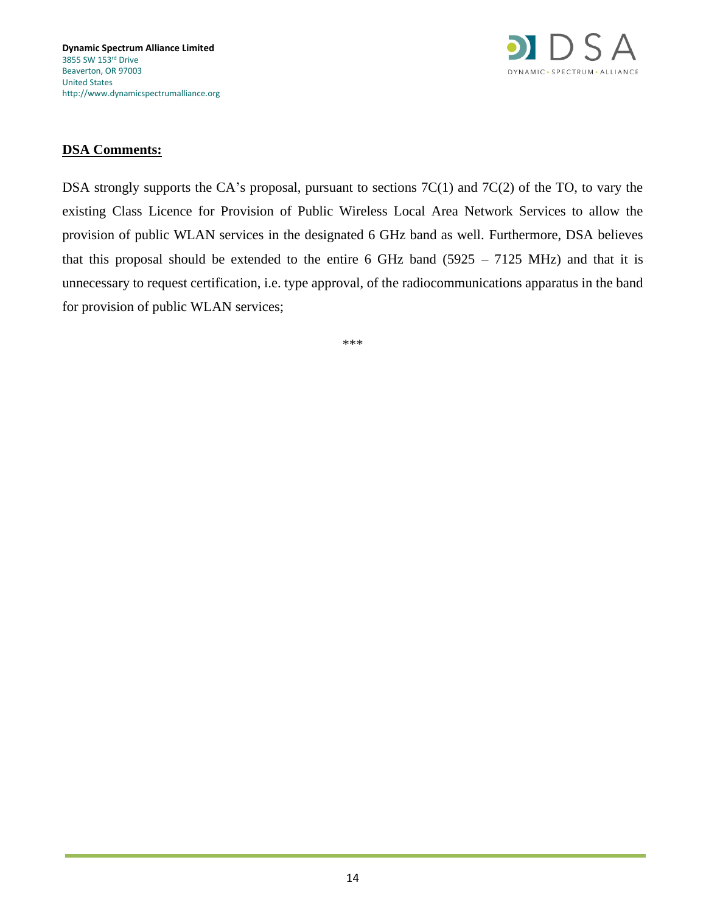**DSA Comments:**

DSA strongly supports the CA's proposal, pursuant to sections 7C(1) and 7C(2) of the TO, to vary the existing Class Licence for Provision of Public Wireless Local Area Network Services to allow the provision of public WLAN services in the designated 6 GHz band as well. Furthermore, DSA believes that this proposal should be extended to the entire 6 GHz band (5925 – 7125 MHz) and that it is unnecessary to request certification, i.e. type approval, of the radiocommunications apparatus in the band for provision of public WLAN services;

***